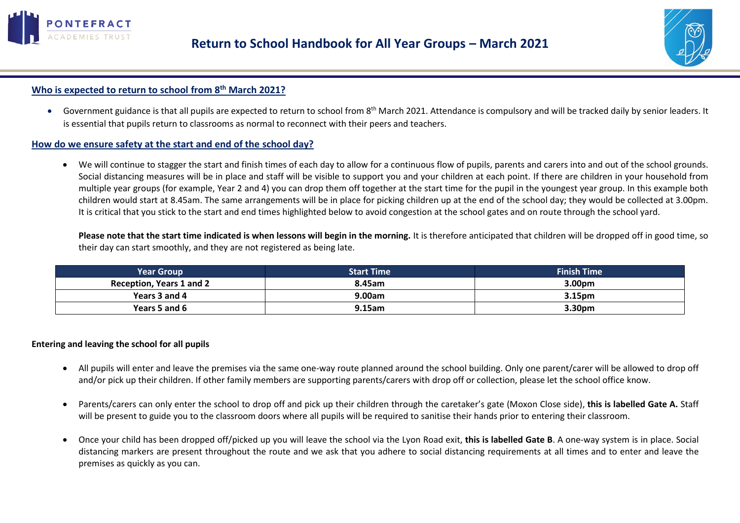# Return to School Handbook for All Year Groups – March 2021

## Who is expected to return to school from 8th March 2021?

- Government guidance is that all pupils are expected to return to school from 8th March 2021. Attendance is compulsory and will be tracked daily by senior leaders. It is essential that pupils return to classrooms as normal to reconnect with their peers and teachers.

## How do we ensure safety at the start and end of the school day?

- We will continue to stagger the start and finish times of each day to allow for a continuous flow of pupils, parents and carers into and out of the school grounds. Social distancing measures will be in place and staff will be visible to support you and your children at each point. If there are children in your household from multiple year groups (for example, Year 2 and 4) you can drop them off together at the start time for the pupil in the youngest year group. In this example both children would start at 8.45am. The same arrangements will be in place for picking children up at the end of the school day; they would be collected at 3.00pm. It is critical that you stick to the start and end times highlighted below to avoid congestion at the school gates and on route through the school yard.

  **Please note that the start time indicated is when lessons will begin in the morning.** It is therefore anticipated that children will be dropped off in good time, so their day can start smoothly, and they are not registered as being late.

| Year Group | Start Time | Finish Time |
|---|---|---|
| **Reception, Years 1 and 2** | **8.45am** | **3.00pm** |
| **Years 3 and 4** | **9.00am** | **3.15pm** |
| **Years 5 and 6** | **9.15am** | **3.30pm** |

**Entering and leaving the school for all pupils**

- All pupils will enter and leave the premises via the same one-way route planned around the school building. Only one parent/carer will be allowed to drop off and/or pick up their children. If other family members are supporting parents/carers with drop off or collection, please let the school office know.

- Parents/carers can only enter the school to drop off and pick up their children through the caretaker's gate (Moxon Close side), **this is labelled Gate A.** Staff will be present to guide you to the classroom doors where all pupils will be required to sanitise their hands prior to entering their classroom.

- Once your child has been dropped off/picked up you will leave the school via the Lyon Road exit, **this is labelled Gate B**. A one-way system is in place. Social distancing markers are present throughout the route and we ask that you adhere to social distancing requirements at all times and to enter and leave the premises as quickly as you can.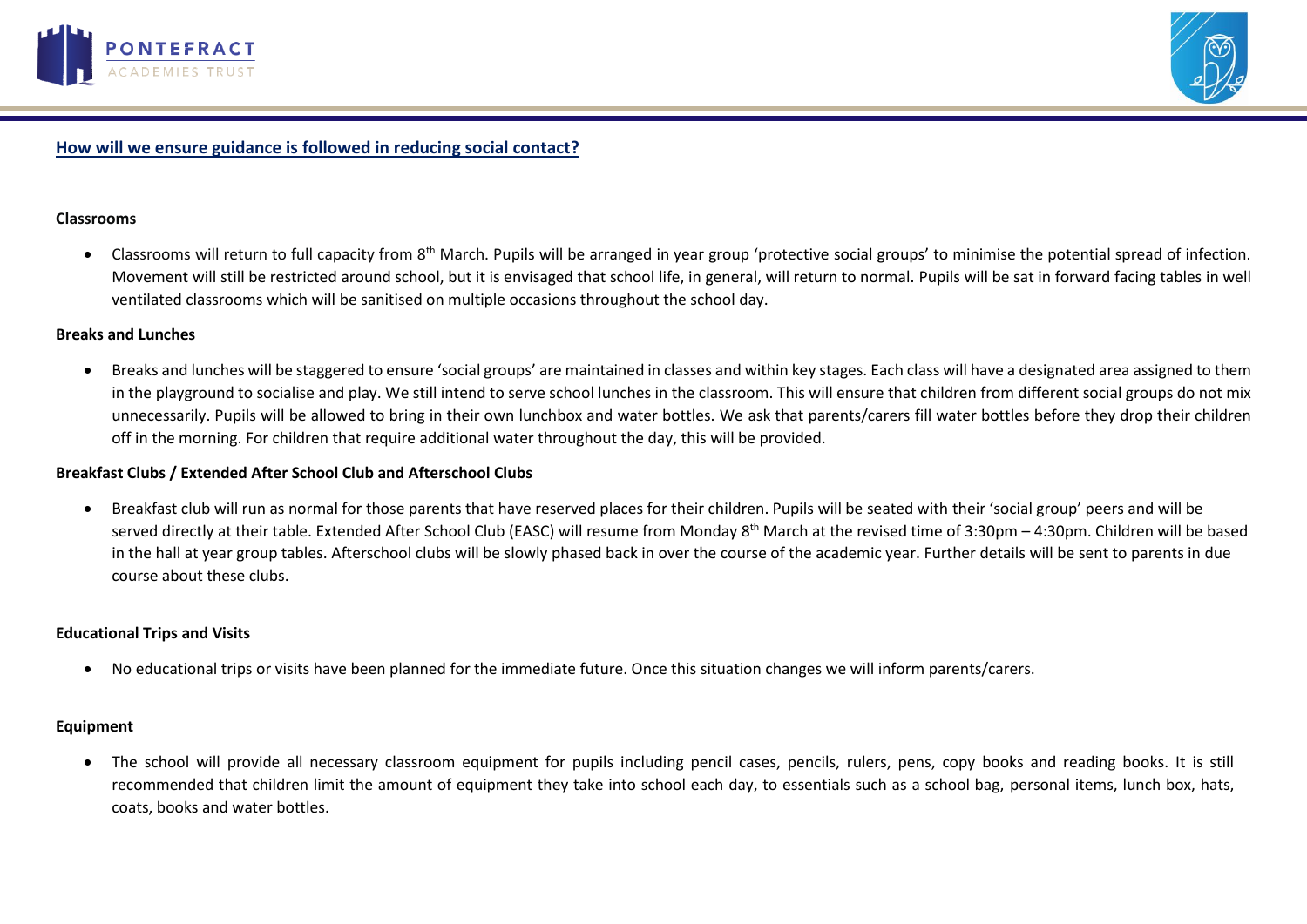## How will we ensure guidance is followed in reducing social contact?

**Classrooms**

- Classrooms will return to full capacity from 8th March. Pupils will be arranged in year group 'protective social groups' to minimise the potential spread of infection. Movement will still be restricted around school, but it is envisaged that school life, in general, will return to normal. Pupils will be sat in forward facing tables in well ventilated classrooms which will be sanitised on multiple occasions throughout the school day.

**Breaks and Lunches**

- Breaks and lunches will be staggered to ensure 'social groups' are maintained in classes and within key stages. Each class will have a designated area assigned to them in the playground to socialise and play. We still intend to serve school lunches in the classroom. This will ensure that children from different social groups do not mix unnecessarily. Pupils will be allowed to bring in their own lunchbox and water bottles. We ask that parents/carers fill water bottles before they drop their children off in the morning. For children that require additional water throughout the day, this will be provided.

**Breakfast Clubs / Extended After School Club and Afterschool Clubs**

- Breakfast club will run as normal for those parents that have reserved places for their children. Pupils will be seated with their 'social group' peers and will be served directly at their table. Extended After School Club (EASC) will resume from Monday 8th March at the revised time of 3:30pm – 4:30pm. Children will be based in the hall at year group tables. Afterschool clubs will be slowly phased back in over the course of the academic year. Further details will be sent to parents in due course about these clubs.

**Educational Trips and Visits**

- No educational trips or visits have been planned for the immediate future. Once this situation changes we will inform parents/carers.

**Equipment**

- The school will provide all necessary classroom equipment for pupils including pencil cases, pencils, rulers, pens, copy books and reading books. It is still recommended that children limit the amount of equipment they take into school each day, to essentials such as a school bag, personal items, lunch box, hats, coats, books and water bottles.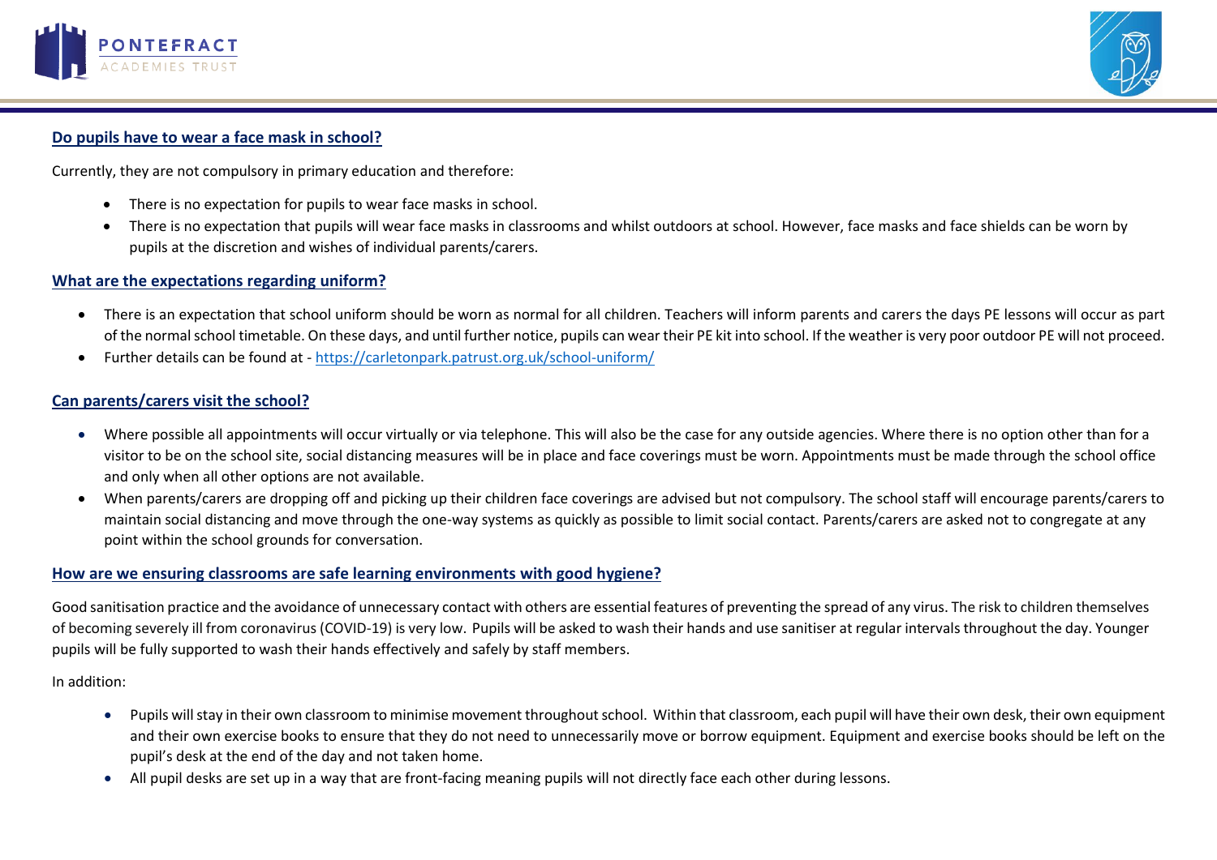## Do pupils have to wear a face mask in school?

Currently, they are not compulsory in primary education and therefore:

- There is no expectation for pupils to wear face masks in school.
- There is no expectation that pupils will wear face masks in classrooms and whilst outdoors at school. However, face masks and face shields can be worn by pupils at the discretion and wishes of individual parents/carers.

## What are the expectations regarding uniform?

- There is an expectation that school uniform should be worn as normal for all children. Teachers will inform parents and carers the days PE lessons will occur as part of the normal school timetable. On these days, and until further notice, pupils can wear their PE kit into school. If the weather is very poor outdoor PE will not proceed.
- Further details can be found at - [https://carletonpark.patrust.org.uk/school-uniform/](https://carletonpark.patrust.org.uk/school-uniform/)

## Can parents/carers visit the school?

- Where possible all appointments will occur virtually or via telephone. This will also be the case for any outside agencies. Where there is no option other than for a visitor to be on the school site, social distancing measures will be in place and face coverings must be worn. Appointments must be made through the school office and only when all other options are not available.
- When parents/carers are dropping off and picking up their children face coverings are advised but not compulsory. The school staff will encourage parents/carers to maintain social distancing and move through the one-way systems as quickly as possible to limit social contact. Parents/carers are asked not to congregate at any point within the school grounds for conversation.

## How are we ensuring classrooms are safe learning environments with good hygiene?

Good sanitisation practice and the avoidance of unnecessary contact with others are essential features of preventing the spread of any virus. The risk to children themselves of becoming severely ill from coronavirus (COVID-19) is very low. Pupils will be asked to wash their hands and use sanitiser at regular intervals throughout the day. Younger pupils will be fully supported to wash their hands effectively and safely by staff members.

In addition:

- Pupils will stay in their own classroom to minimise movement throughout school. Within that classroom, each pupil will have their own desk, their own equipment and their own exercise books to ensure that they do not need to unnecessarily move or borrow equipment. Equipment and exercise books should be left on the pupil's desk at the end of the day and not taken home.
- All pupil desks are set up in a way that are front-facing meaning pupils will not directly face each other during lessons.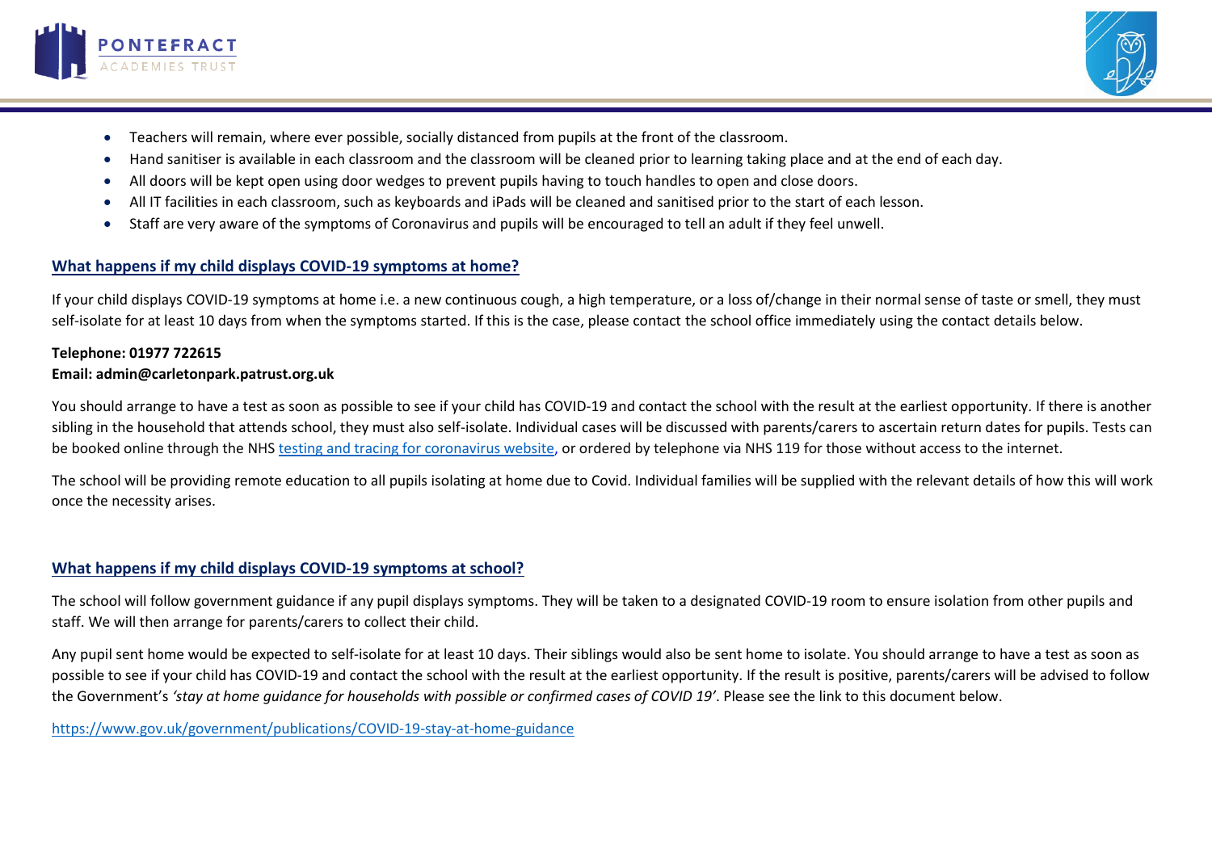- Teachers will remain, where ever possible, socially distanced from pupils at the front of the classroom.
- Hand sanitiser is available in each classroom and the classroom will be cleaned prior to learning taking place and at the end of each day.
- All doors will be kept open using door wedges to prevent pupils having to touch handles to open and close doors.
- All IT facilities in each classroom, such as keyboards and iPads will be cleaned and sanitised prior to the start of each lesson.
- Staff are very aware of the symptoms of Coronavirus and pupils will be encouraged to tell an adult if they feel unwell.

## What happens if my child displays COVID-19 symptoms at home?

If your child displays COVID-19 symptoms at home i.e. a new continuous cough, a high temperature, or a loss of/change in their normal sense of taste or smell, they must self-isolate for at least 10 days from when the symptoms started. If this is the case, please contact the school office immediately using the contact details below.

**Telephone: 01977 722615**
**Email: admin@carletonpark.patrust.org.uk**

You should arrange to have a test as soon as possible to see if your child has COVID-19 and contact the school with the result at the earliest opportunity. If there is another sibling in the household that attends school, they must also self-isolate. Individual cases will be discussed with parents/carers to ascertain return dates for pupils. Tests can be booked online through the NHS testing and tracing for coronavirus website, or ordered by telephone via NHS 119 for those without access to the internet.

The school will be providing remote education to all pupils isolating at home due to Covid. Individual families will be supplied with the relevant details of how this will work once the necessity arises.

## What happens if my child displays COVID-19 symptoms at school?

The school will follow government guidance if any pupil displays symptoms. They will be taken to a designated COVID-19 room to ensure isolation from other pupils and staff. We will then arrange for parents/carers to collect their child.

Any pupil sent home would be expected to self-isolate for at least 10 days. Their siblings would also be sent home to isolate. You should arrange to have a test as soon as possible to see if your child has COVID-19 and contact the school with the result at the earliest opportunity. If the result is positive, parents/carers will be advised to follow the Government's *'stay at home guidance for households with possible or confirmed cases of COVID 19'*. Please see the link to this document below.

https://www.gov.uk/government/publications/COVID-19-stay-at-home-guidance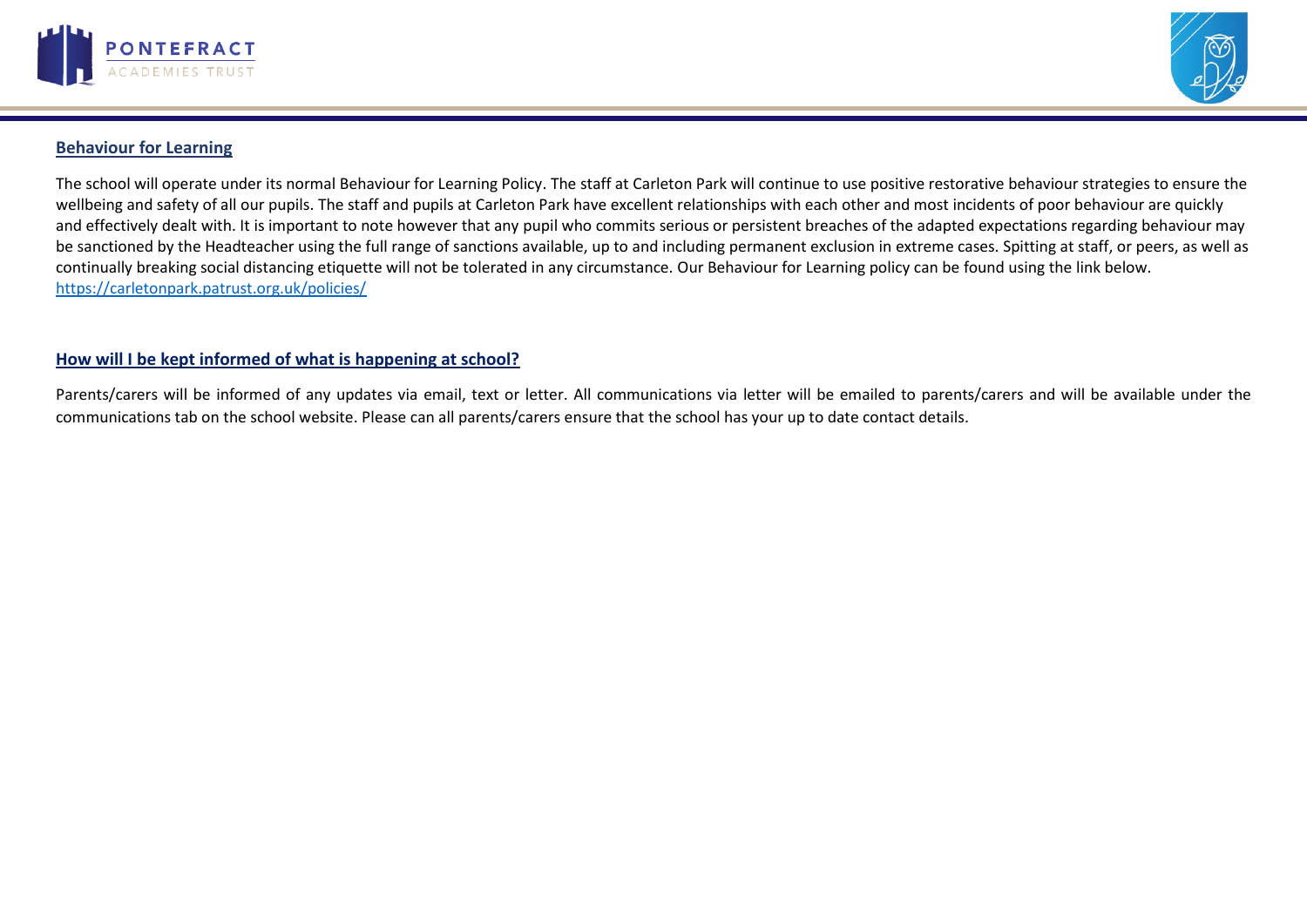## Behaviour for Learning

The school will operate under its normal Behaviour for Learning Policy. The staff at Carleton Park will continue to use positive restorative behaviour strategies to ensure the wellbeing and safety of all our pupils. The staff and pupils at Carleton Park have excellent relationships with each other and most incidents of poor behaviour are quickly and effectively dealt with. It is important to note however that any pupil who commits serious or persistent breaches of the adapted expectations regarding behaviour may be sanctioned by the Headteacher using the full range of sanctions available, up to and including permanent exclusion in extreme cases. Spitting at staff, or peers, as well as continually breaking social distancing etiquette will not be tolerated in any circumstance. Our Behaviour for Learning policy can be found using the link below.
https://carletonpark.patrust.org.uk/policies/

## How will I be kept informed of what is happening at school?

Parents/carers will be informed of any updates via email, text or letter. All communications via letter will be emailed to parents/carers and will be available under the communications tab on the school website. Please can all parents/carers ensure that the school has your up to date contact details.